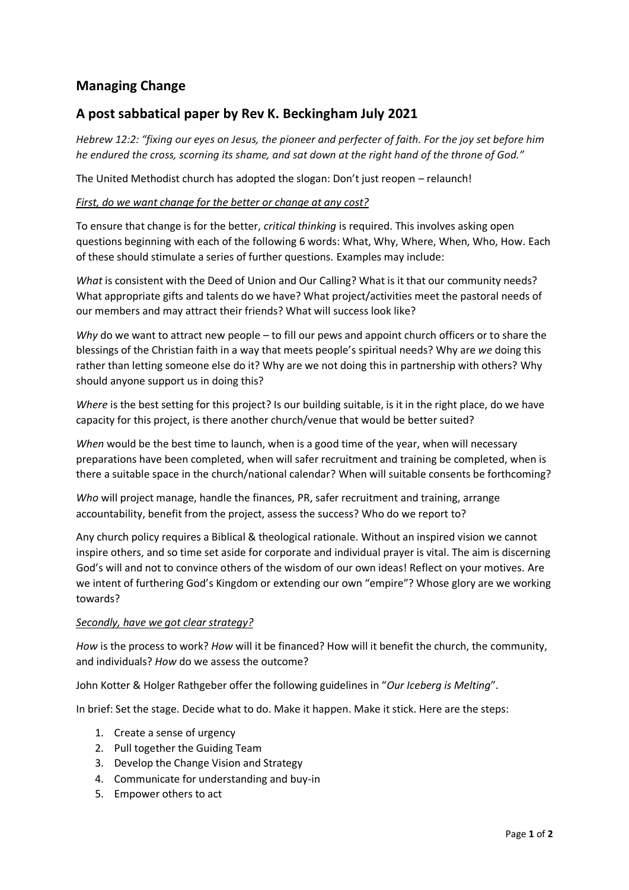## Managing Change

## A post sabbatical paper by Rev K. Beckingham July 2021

*Hebrew 12:2: "fixing our eyes on Jesus, the pioneer and perfecter of faith. For the joy set before him he endured the cross, scorning its shame, and sat down at the right hand of the throne of God."*

The United Methodist church has adopted the slogan: Don't just reopen – relaunch!

*First, do we want change for the better or change at any cost?*

To ensure that change is for the better, *critical thinking* is required. This involves asking open questions beginning with each of the following 6 words: What, Why, Where, When, Who, How. Each of these should stimulate a series of further questions. Examples may include:

*What* is consistent with the Deed of Union and Our Calling? What is it that our community needs? What appropriate gifts and talents do we have? What project/activities meet the pastoral needs of our members and may attract their friends? What will success look like?

*Why* do we want to attract new people – to fill our pews and appoint church officers or to share the blessings of the Christian faith in a way that meets people's spiritual needs? Why are *we* doing this rather than letting someone else do it? Why are we not doing this in partnership with others? Why should anyone support us in doing this?

*Where* is the best setting for this project? Is our building suitable, is it in the right place, do we have capacity for this project, is there another church/venue that would be better suited?

*When* would be the best time to launch, when is a good time of the year, when will necessary preparations have been completed, when will safer recruitment and training be completed, when is there a suitable space in the church/national calendar? When will suitable consents be forthcoming?

*Who* will project manage, handle the finances, PR, safer recruitment and training, arrange accountability, benefit from the project, assess the success? Who do we report to?

Any church policy requires a Biblical & theological rationale. Without an inspired vision we cannot inspire others, and so time set aside for corporate and individual prayer is vital. The aim is discerning God's will and not to convince others of the wisdom of our own ideas! Reflect on your motives. Are we intent of furthering God's Kingdom or extending our own "empire"? Whose glory are we working towards?

*Secondly, have we got clear strategy?*

*How* is the process to work? *How* will it be financed? How will it benefit the church, the community, and individuals? *How* do we assess the outcome?

John Kotter & Holger Rathgeber offer the following guidelines in "*Our Iceberg is Melting*".

In brief: Set the stage. Decide what to do. Make it happen. Make it stick. Here are the steps:

1. Create a sense of urgency
2. Pull together the Guiding Team
3. Develop the Change Vision and Strategy
4. Communicate for understanding and buy-in
5. Empower others to act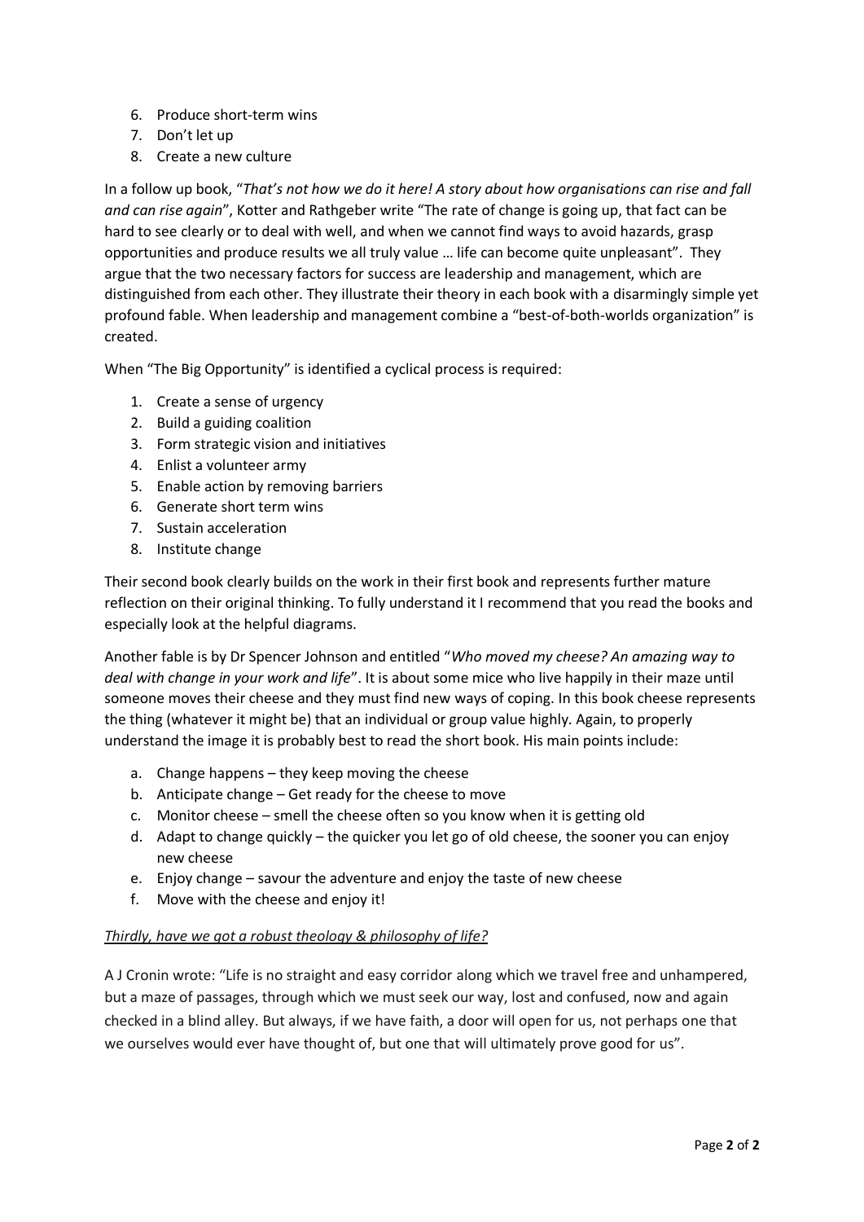6. Produce short-term wins
7. Don't let up
8. Create a new culture

In a follow up book, "*That's not how we do it here! A story about how organisations can rise and fall and can rise again*", Kotter and Rathgeber write "The rate of change is going up, that fact can be hard to see clearly or to deal with well, and when we cannot find ways to avoid hazards, grasp opportunities and produce results we all truly value … life can become quite unpleasant". They argue that the two necessary factors for success are leadership and management, which are distinguished from each other. They illustrate their theory in each book with a disarmingly simple yet profound fable. When leadership and management combine a "best-of-both-worlds organization" is created.

When "The Big Opportunity" is identified a cyclical process is required:

1. Create a sense of urgency
2. Build a guiding coalition
3. Form strategic vision and initiatives
4. Enlist a volunteer army
5. Enable action by removing barriers
6. Generate short term wins
7. Sustain acceleration
8. Institute change

Their second book clearly builds on the work in their first book and represents further mature reflection on their original thinking. To fully understand it I recommend that you read the books and especially look at the helpful diagrams.

Another fable is by Dr Spencer Johnson and entitled "*Who moved my cheese? An amazing way to deal with change in your work and life*". It is about some mice who live happily in their maze until someone moves their cheese and they must find new ways of coping. In this book cheese represents the thing (whatever it might be) that an individual or group value highly. Again, to properly understand the image it is probably best to read the short book. His main points include:

a. Change happens – they keep moving the cheese
b. Anticipate change – Get ready for the cheese to move
c. Monitor cheese – smell the cheese often so you know when it is getting old
d. Adapt to change quickly – the quicker you let go of old cheese, the sooner you can enjoy new cheese
e. Enjoy change – savour the adventure and enjoy the taste of new cheese
f. Move with the cheese and enjoy it!

*Thirdly, have we got a robust theology & philosophy of life?*

A J Cronin wrote: "Life is no straight and easy corridor along which we travel free and unhampered, but a maze of passages, through which we must seek our way, lost and confused, now and again checked in a blind alley. But always, if we have faith, a door will open for us, not perhaps one that we ourselves would ever have thought of, but one that will ultimately prove good for us".